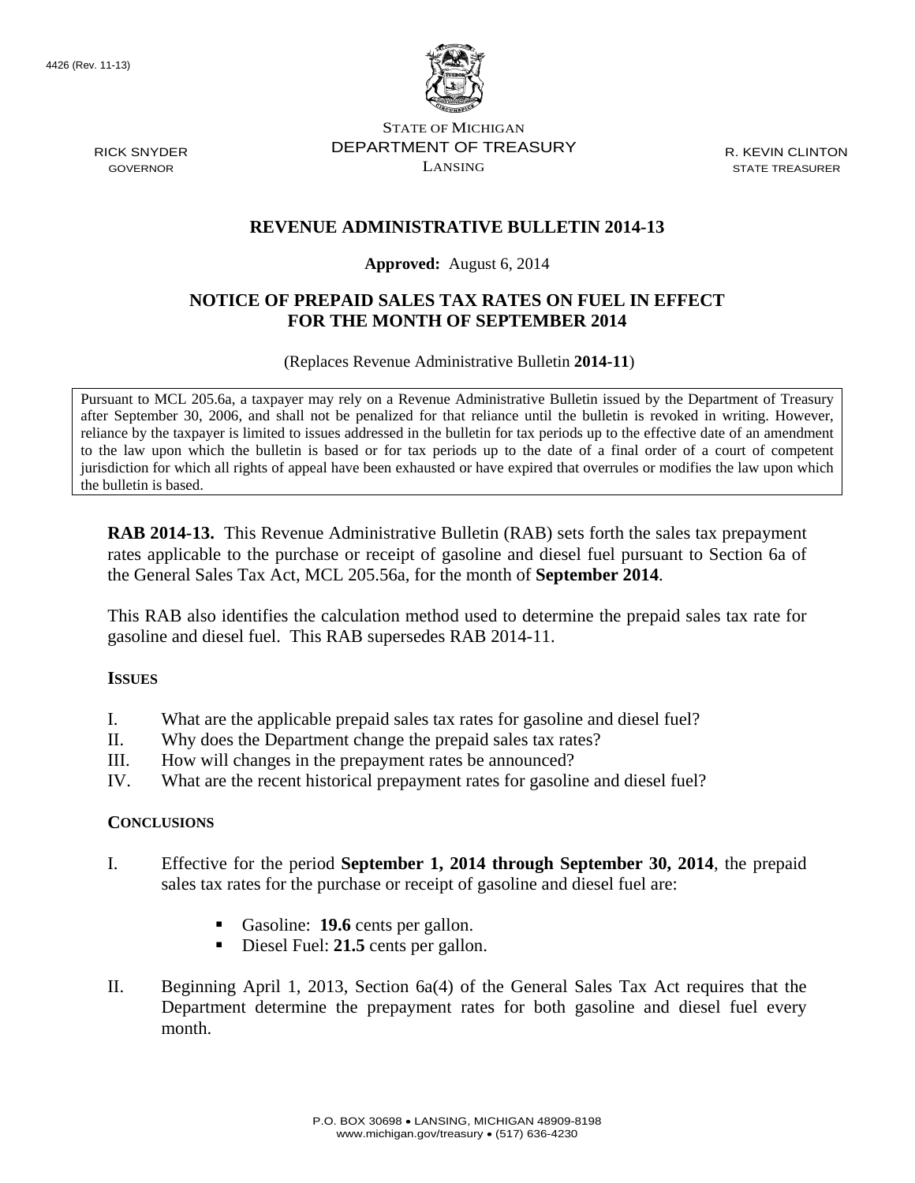4426 (Rev. 11-13)

STATE OF MICHIGAN
DEPARTMENT OF TREASURY
LANSING

RICK SNYDER
GOVERNOR

R. KEVIN CLINTON
STATE TREASURER

# REVENUE ADMINISTRATIVE BULLETIN 2014-13

**Approved:** August 6, 2014

## NOTICE OF PREPAID SALES TAX RATES ON FUEL IN EFFECT FOR THE MONTH OF SEPTEMBER 2014

(Replaces Revenue Administrative Bulletin **2014-11**)

Pursuant to MCL 205.6a, a taxpayer may rely on a Revenue Administrative Bulletin issued by the Department of Treasury after September 30, 2006, and shall not be penalized for that reliance until the bulletin is revoked in writing. However, reliance by the taxpayer is limited to issues addressed in the bulletin for tax periods up to the effective date of an amendment to the law upon which the bulletin is based or for tax periods up to the date of a final order of a court of competent jurisdiction for which all rights of appeal have been exhausted or have expired that overrules or modifies the law upon which the bulletin is based.

**RAB 2014-13.** This Revenue Administrative Bulletin (RAB) sets forth the sales tax prepayment rates applicable to the purchase or receipt of gasoline and diesel fuel pursuant to Section 6a of the General Sales Tax Act, MCL 205.56a, for the month of **September 2014**.

This RAB also identifies the calculation method used to determine the prepaid sales tax rate for gasoline and diesel fuel. This RAB supersedes RAB 2014-11.

### ISSUES

I. What are the applicable prepaid sales tax rates for gasoline and diesel fuel?
II. Why does the Department change the prepaid sales tax rates?
III. How will changes in the prepayment rates be announced?
IV. What are the recent historical prepayment rates for gasoline and diesel fuel?

### CONCLUSIONS

I. Effective for the period **September 1, 2014 through September 30, 2014**, the prepaid sales tax rates for the purchase or receipt of gasoline and diesel fuel are:

- Gasoline: **19.6** cents per gallon.
- Diesel Fuel: **21.5** cents per gallon.

II. Beginning April 1, 2013, Section 6a(4) of the General Sales Tax Act requires that the Department determine the prepayment rates for both gasoline and diesel fuel every month.

P.O. BOX 30698 • LANSING, MICHIGAN 48909-8198
www.michigan.gov/treasury • (517) 636-4230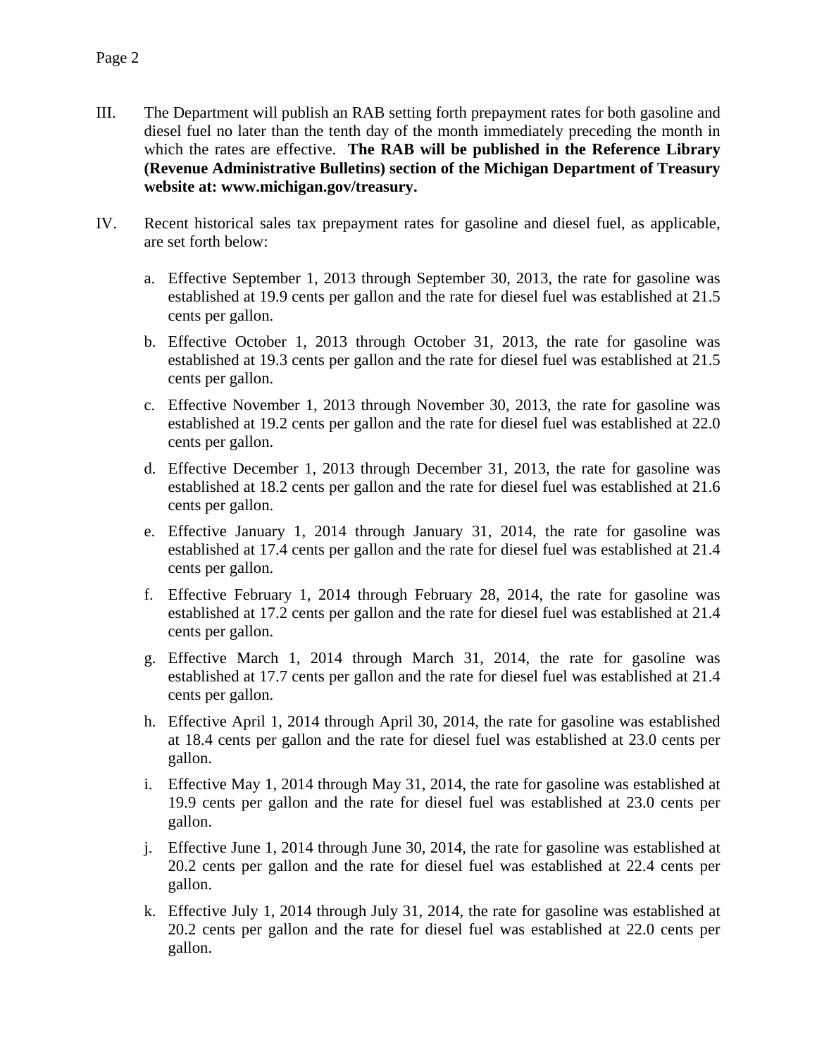III. The Department will publish an RAB setting forth prepayment rates for both gasoline and diesel fuel no later than the tenth day of the month immediately preceding the month in which the rates are effective. **The RAB will be published in the Reference Library (Revenue Administrative Bulletins) section of the Michigan Department of Treasury website at: www.michigan.gov/treasury.**

IV. Recent historical sales tax prepayment rates for gasoline and diesel fuel, as applicable, are set forth below:

a. Effective September 1, 2013 through September 30, 2013, the rate for gasoline was established at 19.9 cents per gallon and the rate for diesel fuel was established at 21.5 cents per gallon.

b. Effective October 1, 2013 through October 31, 2013, the rate for gasoline was established at 19.3 cents per gallon and the rate for diesel fuel was established at 21.5 cents per gallon.

c. Effective November 1, 2013 through November 30, 2013, the rate for gasoline was established at 19.2 cents per gallon and the rate for diesel fuel was established at 22.0 cents per gallon.

d. Effective December 1, 2013 through December 31, 2013, the rate for gasoline was established at 18.2 cents per gallon and the rate for diesel fuel was established at 21.6 cents per gallon.

e. Effective January 1, 2014 through January 31, 2014, the rate for gasoline was established at 17.4 cents per gallon and the rate for diesel fuel was established at 21.4 cents per gallon.

f. Effective February 1, 2014 through February 28, 2014, the rate for gasoline was established at 17.2 cents per gallon and the rate for diesel fuel was established at 21.4 cents per gallon.

g. Effective March 1, 2014 through March 31, 2014, the rate for gasoline was established at 17.7 cents per gallon and the rate for diesel fuel was established at 21.4 cents per gallon.

h. Effective April 1, 2014 through April 30, 2014, the rate for gasoline was established at 18.4 cents per gallon and the rate for diesel fuel was established at 23.0 cents per gallon.

i. Effective May 1, 2014 through May 31, 2014, the rate for gasoline was established at 19.9 cents per gallon and the rate for diesel fuel was established at 23.0 cents per gallon.

j. Effective June 1, 2014 through June 30, 2014, the rate for gasoline was established at 20.2 cents per gallon and the rate for diesel fuel was established at 22.4 cents per gallon.

k. Effective July 1, 2014 through July 31, 2014, the rate for gasoline was established at 20.2 cents per gallon and the rate for diesel fuel was established at 22.0 cents per gallon.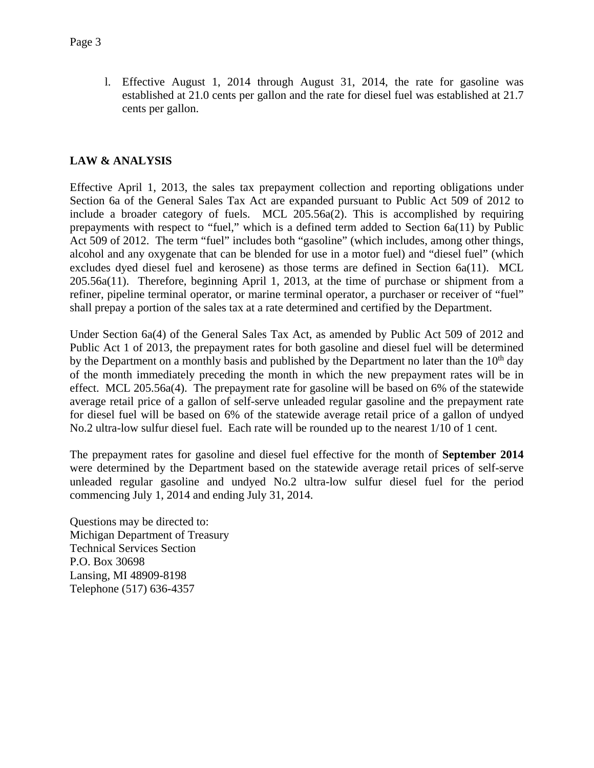l. Effective August 1, 2014 through August 31, 2014, the rate for gasoline was established at 21.0 cents per gallon and the rate for diesel fuel was established at 21.7 cents per gallon.

**LAW & ANALYSIS**

Effective April 1, 2013, the sales tax prepayment collection and reporting obligations under Section 6a of the General Sales Tax Act are expanded pursuant to Public Act 509 of 2012 to include a broader category of fuels. MCL 205.56a(2). This is accomplished by requiring prepayments with respect to "fuel," which is a defined term added to Section 6a(11) by Public Act 509 of 2012. The term "fuel" includes both "gasoline" (which includes, among other things, alcohol and any oxygenate that can be blended for use in a motor fuel) and "diesel fuel" (which excludes dyed diesel fuel and kerosene) as those terms are defined in Section 6a(11). MCL 205.56a(11). Therefore, beginning April 1, 2013, at the time of purchase or shipment from a refiner, pipeline terminal operator, or marine terminal operator, a purchaser or receiver of "fuel" shall prepay a portion of the sales tax at a rate determined and certified by the Department.

Under Section 6a(4) of the General Sales Tax Act, as amended by Public Act 509 of 2012 and Public Act 1 of 2013, the prepayment rates for both gasoline and diesel fuel will be determined by the Department on a monthly basis and published by the Department no later than the 10th day of the month immediately preceding the month in which the new prepayment rates will be in effect. MCL 205.56a(4). The prepayment rate for gasoline will be based on 6% of the statewide average retail price of a gallon of self-serve unleaded regular gasoline and the prepayment rate for diesel fuel will be based on 6% of the statewide average retail price of a gallon of undyed No.2 ultra-low sulfur diesel fuel. Each rate will be rounded up to the nearest 1/10 of 1 cent.

The prepayment rates for gasoline and diesel fuel effective for the month of **September 2014** were determined by the Department based on the statewide average retail prices of self-serve unleaded regular gasoline and undyed No.2 ultra-low sulfur diesel fuel for the period commencing July 1, 2014 and ending July 31, 2014.

Questions may be directed to:
Michigan Department of Treasury
Technical Services Section
P.O. Box 30698
Lansing, MI 48909-8198
Telephone (517) 636-4357